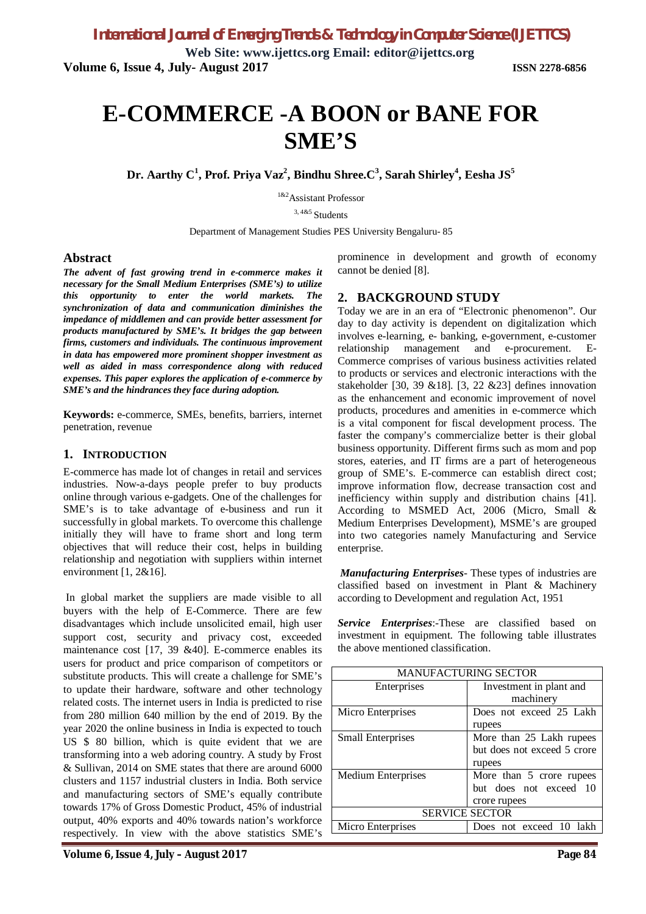# E-COMMERCE -A BOON or BANE FOR SME'S

**Dr. Aarthy C[1], Prof. Priya Vaz[2], Bindhu Shree.C[3], Sarah Shirley[4], Eesha JS[5]**

[1&2]Assistant Professor

[3, 4&5] Students

Department of Management Studies PES University Bengaluru- 85

## Abstract

***The advent of fast growing trend in e-commerce makes it necessary for the Small Medium Enterprises (SME's) to utilize this opportunity to enter the world markets. The synchronization of data and communication diminishes the impedance of middlemen and can provide better assessment for products manufactured by SME's. It bridges the gap between firms, customers and individuals. The continuous improvement in data has empowered more prominent shopper investment as well as aided in mass correspondence along with reduced expenses. This paper explores the application of e-commerce by SME's and the hindrances they face during adoption.***

**Keywords:** e-commerce, SMEs, benefits, barriers, internet penetration, revenue

## 1. INTRODUCTION

E-commerce has made lot of changes in retail and services industries. Now-a-days people prefer to buy products online through various e-gadgets. One of the challenges for SME's is to take advantage of e-business and run it successfully in global markets. To overcome this challenge initially they will have to frame short and long term objectives that will reduce their cost, helps in building relationship and negotiation with suppliers within internet environment [1, 2&16].

In global market the suppliers are made visible to all buyers with the help of E-Commerce. There are few disadvantages which include unsolicited email, high user support cost, security and privacy cost, exceeded maintenance cost [17, 39 &40]. E-commerce enables its users for product and price comparison of competitors or substitute products. This will create a challenge for SME's to update their hardware, software and other technology related costs. The internet users in India is predicted to rise from 280 million 640 million by the end of 2019. By the year 2020 the online business in India is expected to touch US $ 80 billion, which is quite evident that we are transforming into a web adoring country. A study by Frost & Sullivan, 2014 on SME states that there are around 6000 clusters and 1157 industrial clusters in India. Both service and manufacturing sectors of SME's equally contribute towards 17% of Gross Domestic Product, 45% of industrial output, 40% exports and 40% towards nation's workforce respectively. In view with the above statistics SME's prominence in development and growth of economy cannot be denied [8].

## 2. BACKGROUND STUDY

Today we are in an era of "Electronic phenomenon". Our day to day activity is dependent on digitalization which involves e-learning, e- banking, e-government, e-customer relationship management and e-procurement. E-Commerce comprises of various business activities related to products or services and electronic interactions with the stakeholder [30, 39 &18]. [3, 22 &23] defines innovation as the enhancement and economic improvement of novel products, procedures and amenities in e-commerce which is a vital component for fiscal development process. The faster the company's commercialize better is their global business opportunity. Different firms such as mom and pop stores, eateries, and IT firms are a part of heterogeneous group of SME's. E-commerce can establish direct cost; improve information flow, decrease transaction cost and inefficiency within supply and distribution chains [41]. According to MSMED Act, 2006 (Micro, Small & Medium Enterprises Development), MSME's are grouped into two categories namely Manufacturing and Service enterprise.

***Manufacturing Enterprises***- These types of industries are classified based on investment in Plant & Machinery according to Development and regulation Act, 1951

***Service Enterprises***:-These are classified based on investment in equipment. The following table illustrates the above mentioned classification.

| MANUFACTURING SECTOR | |
|---|---|
| Enterprises | Investment in plant and machinery |
| Micro Enterprises | Does not exceed 25 Lakh rupees |
| Small Enterprises | More than 25 Lakh rupees but does not exceed 5 crore rupees |
| Medium Enterprises | More than 5 crore rupees but does not exceed 10 crore rupees |
| SERVICE SECTOR | |
| Micro Enterprises | Does not exceed 10 lakh |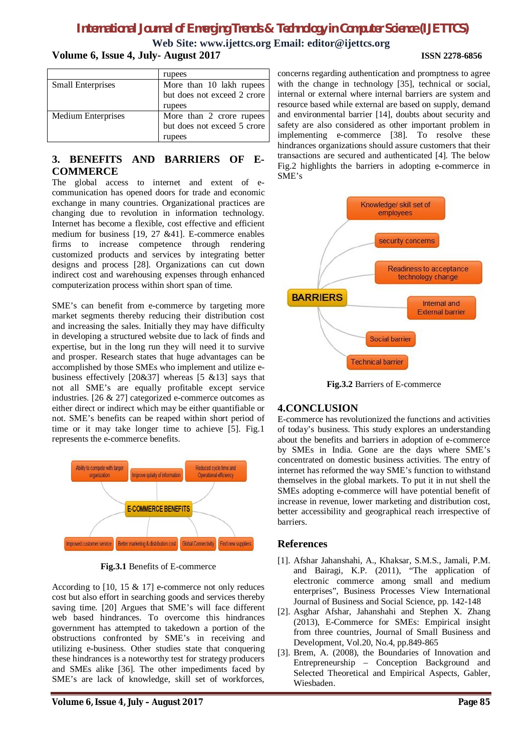| | rupees |
|---|---|
| Small Enterprises | More than 10 lakh rupees but does not exceed 2 crore rupees |
| Medium Enterprises | More than 2 crore rupees but does not exceed 5 crore rupees |

## 3. BENEFITS AND BARRIERS OF E-COMMERCE

The global access to internet and extent of e-communication has opened doors for trade and economic exchange in many countries. Organizational practices are changing due to revolution in information technology. Internet has become a flexible, cost effective and efficient medium for business [19, 27 &41]. E-commerce enables firms to increase competence through rendering customized products and services by integrating better designs and process [28]. Organizations can cut down indirect cost and warehousing expenses through enhanced computerization process within short span of time.

SME's can benefit from e-commerce by targeting more market segments thereby reducing their distribution cost and increasing the sales. Initially they may have difficulty in developing a structured website due to lack of finds and expertise, but in the long run they will need it to survive and prosper. Research states that huge advantages can be accomplished by those SMEs who implement and utilize e-business effectively [20&37] whereas [5 &13] says that not all SME's are equally profitable except service industries. [26 & 27] categorized e-commerce outcomes as either direct or indirect which may be either quantifiable or not. SME's benefits can be reaped within short period of time or it may take longer time to achieve [5]. Fig.1 represents the e-commerce benefits.

E-COMMERCE BENEFITS: Ability to compete with larger organization; Improve qulaity of information; Reduced cycle time and Operational efficiency; Improved customer service; Better marketing & distribution cost; Global Connectivity; Find new suppliers

**Fig.3.1** Benefits of E-commerce

According to [10, 15 & 17] e-commerce not only reduces cost but also effort in searching goods and services thereby saving time. [20] Argues that SME's will face different web based hindrances. To overcome this hindrances government has attempted to takedown a portion of the obstructions confronted by SME's in receiving and utilizing e-business. Other studies state that conquering these hindrances is a noteworthy test for strategy producers and SMEs alike [36]. The other impediments faced by SME's are lack of knowledge, skill set of workforces, concerns regarding authentication and promptness to agree with the change in technology [35], technical or social, internal or external where internal barriers are system and resource based while external are based on supply, demand and environmental barrier [14], doubts about security and safety are also considered as other important problem in implementing e-commerce [38]. To resolve these hindrances organizations should assure customers that their transactions are secured and authenticated [4]. The below Fig.2 highlights the barriers in adopting e-commerce in SME's

BARRIERS: Knowledge/ skill set of employees; security concerns; Readiness to acceptance technology change; Internal and External barrier; Social barrier; Technical barrier

**Fig.3.2** Barriers of E-commerce

## 4.CONCLUSION

E-commerce has revolutionized the functions and activities of today's business. This study explores an understanding about the benefits and barriers in adoption of e-commerce by SMEs in India. Gone are the days where SME's concentrated on domestic business activities. The entry of internet has reformed the way SME's function to withstand themselves in the global markets. To put it in nut shell the SMEs adopting e-commerce will have potential benefit of increase in revenue, lower marketing and distribution cost, better accessibility and geographical reach irrespective of barriers.

## References

[1]. Afshar Jahanshahi, A., Khaksar, S.M.S., Jamali, P.M. and Bairagi, K.P. (2011), "The application of electronic commerce among small and medium enterprises", Business Processes View International Journal of Business and Social Science, pp. 142-148

[2]. Asghar Afshar, Jahanshahi and Stephen X. Zhang (2013), E-Commerce for SMEs: Empirical insight from three countries, Journal of Small Business and Development, Vol.20, No.4, pp.849-865

[3]. Brem, A. (2008), the Boundaries of Innovation and Entrepreneurship – Conception Background and Selected Theoretical and Empirical Aspects, Gabler, Wiesbaden.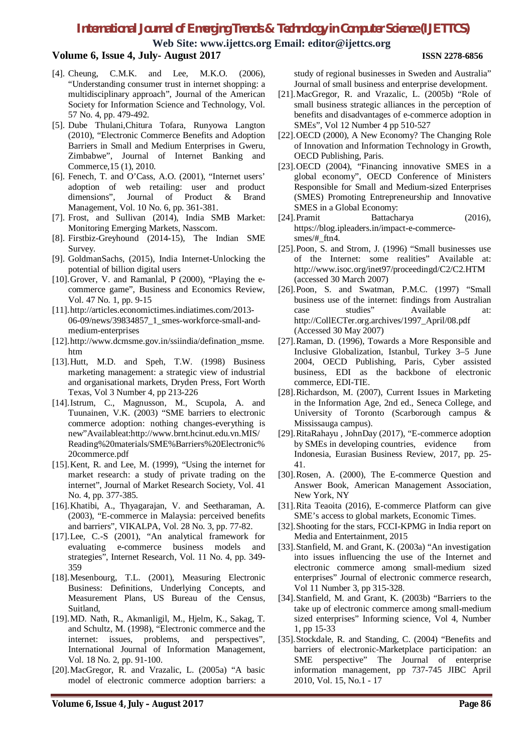[4]. Cheung, C.M.K. and Lee, M.K.O. (2006), "Understanding consumer trust in internet shopping: a multidisciplinary approach", Journal of the American Society for Information Science and Technology, Vol. 57 No. 4, pp. 479-492.

[5]. Dube Thulani,Chitura Tofara, Runyowa Langton (2010), "Electronic Commerce Benefits and Adoption Barriers in Small and Medium Enterprises in Gweru, Zimbabwe", Journal of Internet Banking and Commerce,15 (1), 2010.

[6]. Fenech, T. and O'Cass, A.O. (2001), "Internet users' adoption of web retailing: user and product dimensions", Journal of Product & Brand Management, Vol. 10 No. 6, pp. 361-381.

[7]. Frost, and Sullivan (2014), India SMB Market: Monitoring Emerging Markets, Nasscom.

[8]. Firstbiz-Greyhound (2014-15), The Indian SME Survey.

[9]. GoldmanSachs, (2015), India Internet-Unlocking the potential of billion digital users

[10]. Grover, V. and Ramanlal, P (2000), "Playing the e-commerce game", Business and Economics Review, Vol. 47 No. 1, pp. 9-15

[11]. http://articles.economictimes.indiatimes.com/2013-06-09/news/39834857_1_smes-workforce-small-and-medium-enterprises

[12]. http://www.dcmsme.gov.in/ssiindia/defination_msme.htm

[13]. Hutt, M.D. and Speh, T.W. (1998) Business marketing management: a strategic view of industrial and organisational markets, Dryden Press, Fort Worth Texas, Vol 3 Number 4, pp 213-226

[14]. Istrum, C., Magnusson, M., Scupola, A. and Tuunainen, V.K. (2003) "SME barriers to electronic commerce adoption: nothing changes-everything is new"Availableat:http://www.brnt.hcinut.edu.vn.MIS/Reading%20materials/SME%Barriers%20Electronic%20commerce.pdf

[15]. Kent, R. and Lee, M. (1999), "Using the internet for market research: a study of private trading on the internet", Journal of Market Research Society, Vol. 41 No. 4, pp. 377-385.

[16]. Khatibi, A., Thyagarajan, V. and Seetharaman, A. (2003), "E-commerce in Malaysia: perceived benefits and barriers", VIKALPA, Vol. 28 No. 3, pp. 77-82.

[17]. Lee, C.-S (2001), "An analytical framework for evaluating e-commerce business models and strategies", Internet Research, Vol. 11 No. 4, pp. 349-359

[18]. Mesenbourg, T.L. (2001), Measuring Electronic Business: Definitions, Underlying Concepts, and Measurement Plans, US Bureau of the Census, Suitland,

[19]. MD. Nath, R., Akmanligil, M., Hjelm, K., Sakag, T. and Schultz, M. (1998), "Electronic commerce and the internet: issues, problems, and perspectives", International Journal of Information Management, Vol. 18 No. 2, pp. 91-100.

[20]. MacGregor, R. and Vrazalic, L. (2005a) "A basic model of electronic commerce adoption barriers: a study of regional businesses in Sweden and Australia" Journal of small business and enterprise development.

[21]. MacGregor, R. and Vrazalic, L. (2005b) "Role of small business strategic alliances in the perception of benefits and disadvantages of e-commerce adoption in SMEs", Vol 12 Number 4 pp 510-527

[22]. OECD (2000), A New Economy? The Changing Role of Innovation and Information Technology in Growth, OECD Publishing, Paris.

[23]. OECD (2004), "Financing innovative SMES in a global economy", OECD Conference of Ministers Responsible for Small and Medium-sized Enterprises (SMES) Promoting Entrepreneurship and Innovative SMES in a Global Economy:

[24]. Pramit Battacharya (2016), https://blog.ipleaders.in/impact-e-commerce-smes/#_ftn4.

[25]. Poon, S. and Strom, J. (1996) "Small businesses use of the Internet: some realities" Available at: http://www.isoc.org/inet97/proceedingd/C2/C2.HTM (accessed 30 March 2007)

[26]. Poon, S. and Swatman, P.M.C. (1997) "Small business use of the internet: findings from Australian case studies" Available at: http://CollECTer.org.archives/1997_April/08.pdf (Accessed 30 May 2007)

[27]. Raman, D. (1996), Towards a More Responsible and Inclusive Globalization, Istanbul, Turkey 3–5 June 2004, OECD Publishing, Paris, Cyber assisted business, EDI as the backbone of electronic commerce, EDI-TIE.

[28]. Richardson, M. (2007), Current Issues in Marketing in the Information Age, 2nd ed., Seneca College, and University of Toronto (Scarborough campus & Mississauga campus).

[29]. RitaRahayu , JohnDay (2017), "E-commerce adoption by SMEs in developing countries, evidence from Indonesia, Eurasian Business Review, 2017, pp. 25-41.

[30]. Rosen, A. (2000), The E-commerce Question and Answer Book, American Management Association, New York, NY

[31]. Rita Teaoita (2016), E-commerce Platform can give SME's access to global markets, Economic Times.

[32]. Shooting for the stars, FCCI-KPMG in India report on Media and Entertainment, 2015

[33]. Stanfield, M. and Grant, K. (2003a) "An investigation into issues influencing the use of the Internet and electronic commerce among small-medium sized enterprises" Journal of electronic commerce research, Vol 11 Number 3, pp 315-328.

[34]. Stanfield, M. and Grant, K. (2003b) "Barriers to the take up of electronic commerce among small-medium sized enterprises" Informing science, Vol 4, Number 1, pp 15-33

[35]. Stockdale, R. and Standing, C. (2004) "Benefits and barriers of electronic-Marketplace participation: an SME perspective" The Journal of enterprise information management, pp 737-745 JIBC April 2010, Vol. 15, No.1 - 17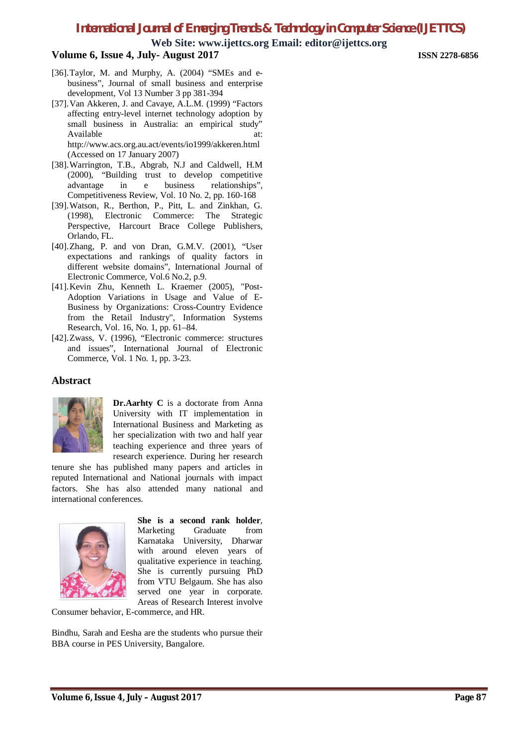[36]. Taylor, M. and Murphy, A. (2004) "SMEs and e-business", Journal of small business and enterprise development, Vol 13 Number 3 pp 381-394

[37]. Van Akkeren, J. and Cavaye, A.L.M. (1999) "Factors affecting entry-level internet technology adoption by small business in Australia: an empirical study" Available at: http://www.acs.org.au.act/events/io1999/akkeren.html (Accessed on 17 January 2007)

[38]. Warrington, T.B., Abgrab, N.J and Caldwell, H.M (2000), "Building trust to develop competitive advantage in e business relationships", Competitiveness Review, Vol. 10 No. 2, pp. 160-168

[39]. Watson, R., Berthon, P., Pitt, L. and Zinkhan, G. (1998), Electronic Commerce: The Strategic Perspective, Harcourt Brace College Publishers, Orlando, FL.

[40]. Zhang, P. and von Dran, G.M.V. (2001), "User expectations and rankings of quality factors in different website domains", International Journal of Electronic Commerce, Vol.6 No.2, p.9.

[41]. Kevin Zhu, Kenneth L. Kraemer (2005), "Post-Adoption Variations in Usage and Value of E-Business by Organizations: Cross-Country Evidence from the Retail Industry", Information Systems Research, Vol. 16, No. 1, pp. 61–84.

[42]. Zwass, V. (1996), "Electronic commerce: structures and issues", International Journal of Electronic Commerce, Vol. 1 No. 1, pp. 3-23.

## Abstract

**Dr.Aarhty C** is a doctorate from Anna University with IT implementation in International Business and Marketing as her specialization with two and half year teaching experience and three years of research experience. During her research tenure she has published many papers and articles in reputed International and National journals with impact factors. She has also attended many national and international conferences.

**She is a second rank holder**, Marketing Graduate from Karnataka University, Dharwar with around eleven years of qualitative experience in teaching. She is currently pursuing PhD from VTU Belgaum. She has also served one year in corporate. Areas of Research Interest involve Consumer behavior, E-commerce, and HR.

Bindhu, Sarah and Eesha are the students who pursue their BBA course in PES University, Bangalore.